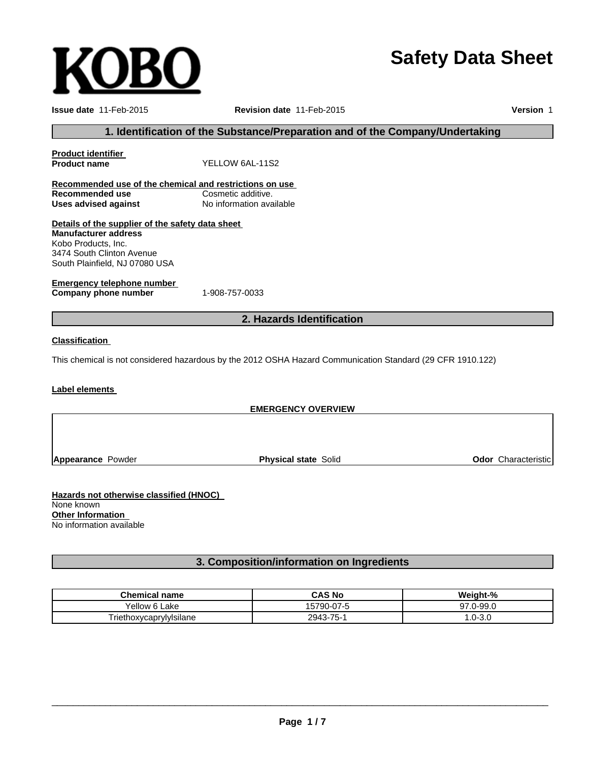KOBO

# Safety Data Sheet

**Issue date** 11-Feb-2015 **Revision date** 11-Feb-2015 **Version** 1

## 1. Identification of the Substance/Preparation and of the Company/Undertaking

**Product identifier**
**Product name** YELLOW 6AL-11S2

**Recommended use of the chemical and restrictions on use**
**Recommended use** Cosmetic additive.
**Uses advised against** No information available

**Details of the supplier of the safety data sheet**
**Manufacturer address**
Kobo Products, Inc.
3474 South Clinton Avenue
South Plainfield, NJ 07080 USA

**Emergency telephone number**
**Company phone number** 1-908-757-0033

## 2. Hazards Identification

**Classification**

This chemical is not considered hazardous by the 2012 OSHA Hazard Communication Standard (29 CFR 1910.122)

**Label elements**

**EMERGENCY OVERVIEW**

**Appearance** Powder **Physical state** Solid **Odor** Characteristic

**Hazards not otherwise classified (HNOC)**
None known
**Other Information**
No information available

## 3. Composition/information on Ingredients

| Chemical name | CAS No | Weight-% |
|---|---|---|
| Yellow 6 Lake | 15790-07-5 | 97.0-99.0 |
| Triethoxycaprylylsilane | 2943-75-1 | 1.0-3.0 |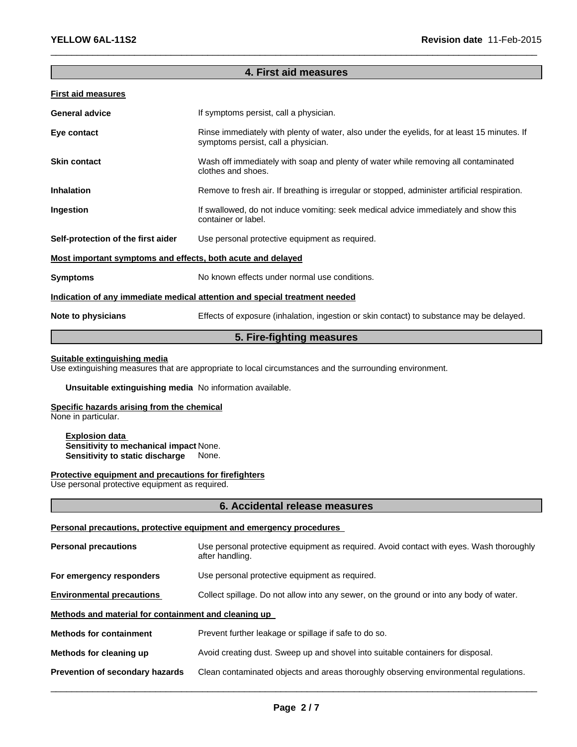## 4. First aid measures

**First aid measures**

| | |
|---|---|
| **General advice** | If symptoms persist, call a physician. |
| **Eye contact** | Rinse immediately with plenty of water, also under the eyelids, for at least 15 minutes. If symptoms persist, call a physician. |
| **Skin contact** | Wash off immediately with soap and plenty of water while removing all contaminated clothes and shoes. |
| **Inhalation** | Remove to fresh air. If breathing is irregular or stopped, administer artificial respiration. |
| **Ingestion** | If swallowed, do not induce vomiting: seek medical advice immediately and show this container or label. |
| **Self-protection of the first aider** | Use personal protective equipment as required. |

**Most important symptoms and effects, both acute and delayed**

| | |
|---|---|
| **Symptoms** | No known effects under normal use conditions. |

**Indication of any immediate medical attention and special treatment needed**

| | |
|---|---|
| **Note to physicians** | Effects of exposure (inhalation, ingestion or skin contact) to substance may be delayed. |

## 5. Fire-fighting measures

**Suitable extinguishing media**

Use extinguishing measures that are appropriate to local circumstances and the surrounding environment.

**Unsuitable extinguishing media** No information available.

**Specific hazards arising from the chemical**

None in particular.

**Explosion data**

**Sensitivity to mechanical impact** None.

**Sensitivity to static discharge** None.

**Protective equipment and precautions for firefighters**

Use personal protective equipment as required.

## 6. Accidental release measures

**Personal precautions, protective equipment and emergency procedures**

| | |
|---|---|
| **Personal precautions** | Use personal protective equipment as required. Avoid contact with eyes. Wash thoroughly after handling. |
| **For emergency responders** | Use personal protective equipment as required. |
| **Environmental precautions** | Collect spillage. Do not allow into any sewer, on the ground or into any body of water. |

**Methods and material for containment and cleaning up**

| | |
|---|---|
| **Methods for containment** | Prevent further leakage or spillage if safe to do so. |
| **Methods for cleaning up** | Avoid creating dust. Sweep up and shovel into suitable containers for disposal. |
| **Prevention of secondary hazards** | Clean contaminated objects and areas thoroughly observing environmental regulations. |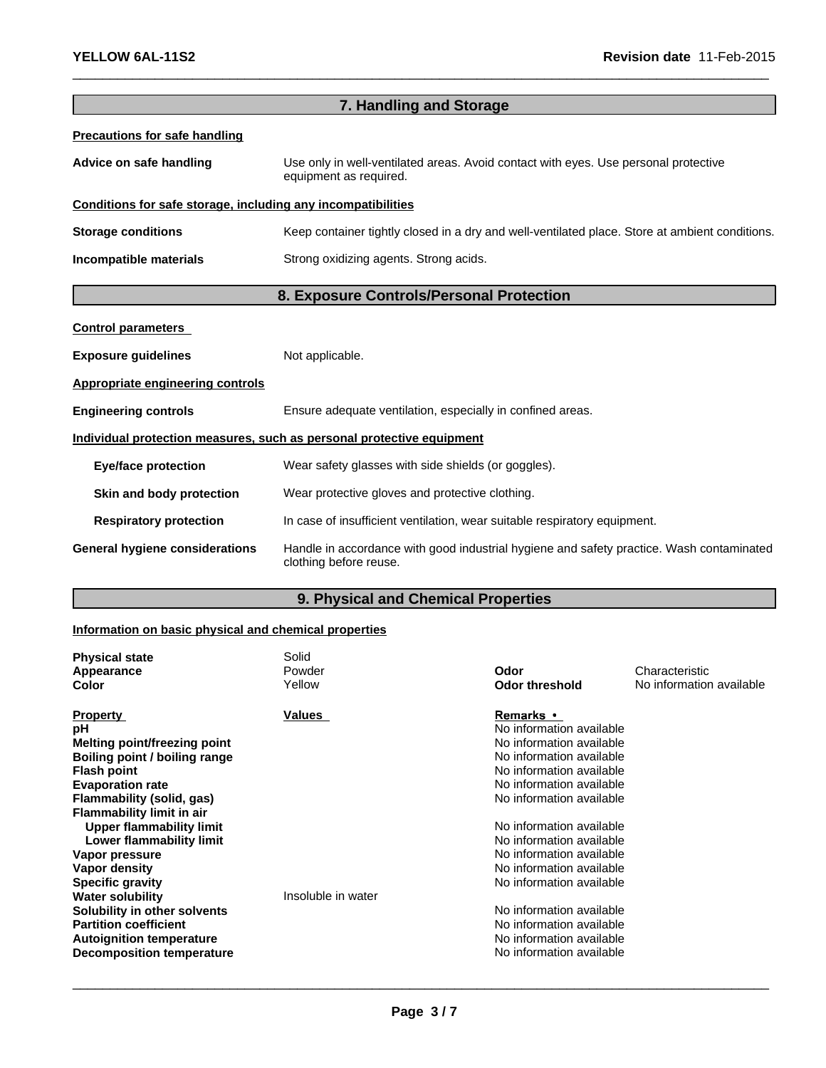## 7. Handling and Storage

**Precautions for safe handling**

**Advice on safe handling**: Use only in well-ventilated areas. Avoid contact with eyes. Use personal protective equipment as required.

**Conditions for safe storage, including any incompatibilities**

**Storage conditions**: Keep container tightly closed in a dry and well-ventilated place. Store at ambient conditions.

**Incompatible materials**: Strong oxidizing agents. Strong acids.

## 8. Exposure Controls/Personal Protection

**Control parameters**

**Exposure guidelines**: Not applicable.

**Appropriate engineering controls**

**Engineering controls**: Ensure adequate ventilation, especially in confined areas.

**Individual protection measures, such as personal protective equipment**

**Eye/face protection**: Wear safety glasses with side shields (or goggles).

**Skin and body protection**: Wear protective gloves and protective clothing.

**Respiratory protection**: In case of insufficient ventilation, wear suitable respiratory equipment.

**General hygiene considerations**: Handle in accordance with good industrial hygiene and safety practice. Wash contaminated clothing before reuse.

## 9. Physical and Chemical Properties

**Information on basic physical and chemical properties**

| | | | |
|---|---|---|---|
| **Physical state** | Solid | | |
| **Appearance** | Powder | **Odor** | Characteristic |
| **Color** | Yellow | **Odor threshold** | No information available |

| Property | Values | Remarks • |
|---|---|---|
| **pH** | | No information available |
| **Melting point/freezing point** | | No information available |
| **Boiling point / boiling range** | | No information available |
| **Flash point** | | No information available |
| **Evaporation rate** | | No information available |
| **Flammability (solid, gas)** | | No information available |
| **Flammability limit in air** | | |
| **Upper flammability limit** | | No information available |
| **Lower flammability limit** | | No information available |
| **Vapor pressure** | | No information available |
| **Vapor density** | | No information available |
| **Specific gravity** | | No information available |
| **Water solubility** | Insoluble in water | |
| **Solubility in other solvents** | | No information available |
| **Partition coefficient** | | No information available |
| **Autoignition temperature** | | No information available |
| **Decomposition temperature** | | No information available |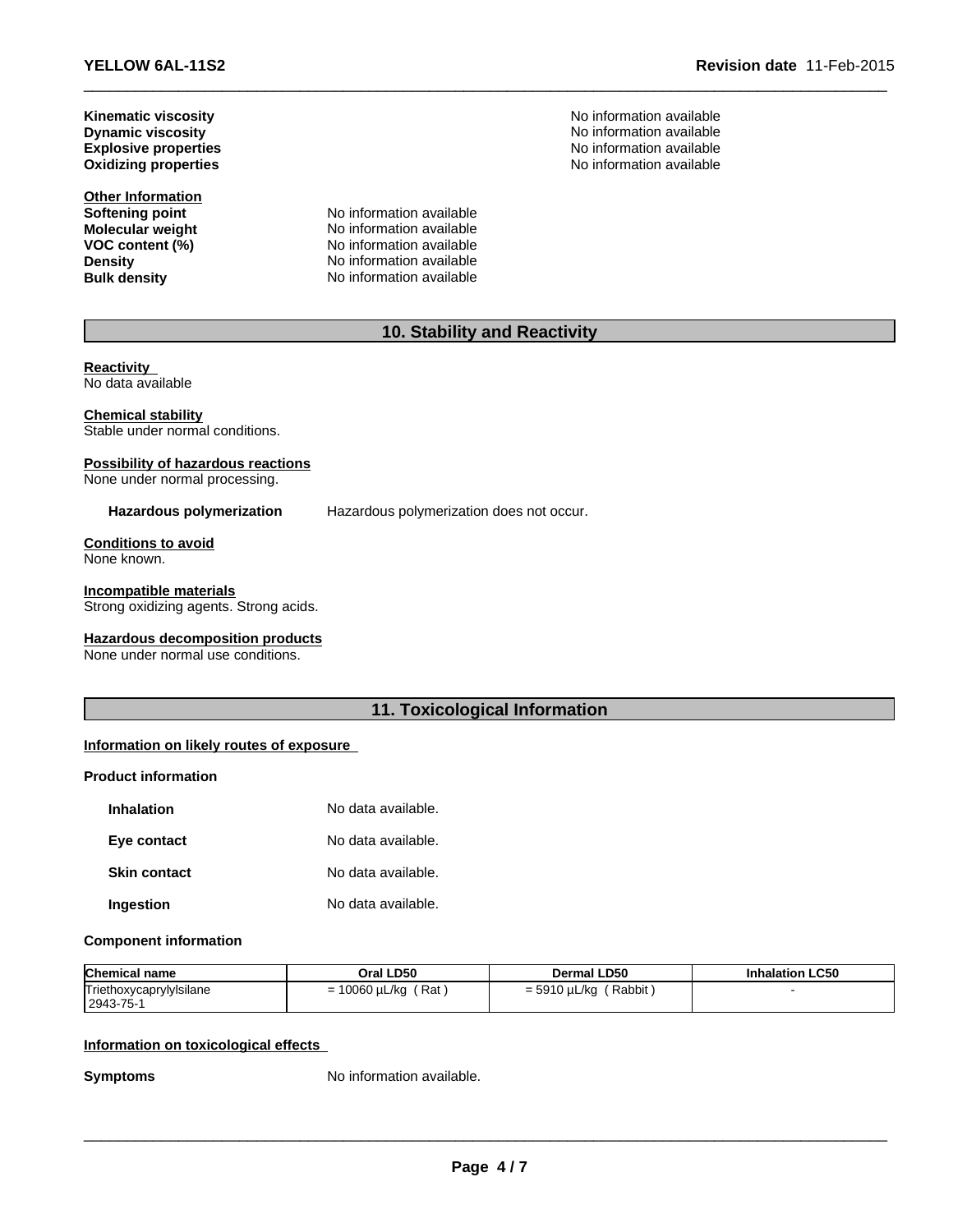**Kinematic viscosity** No information available
**Dynamic viscosity** No information available
**Explosive properties** No information available
**Oxidizing properties** No information available

**Other Information**
**Softening point** No information available
**Molecular weight** No information available
**VOC content (%)** No information available
**Density** No information available
**Bulk density** No information available

## 10. Stability and Reactivity

**Reactivity**
No data available

**Chemical stability**
Stable under normal conditions.

**Possibility of hazardous reactions**
None under normal processing.

**Hazardous polymerization** Hazardous polymerization does not occur.

**Conditions to avoid**
None known.

**Incompatible materials**
Strong oxidizing agents. Strong acids.

**Hazardous decomposition products**
None under normal use conditions.

## 11. Toxicological Information

**Information on likely routes of exposure**

**Product information**

**Inhalation** No data available.

**Eye contact** No data available.

**Skin contact** No data available.

**Ingestion** No data available.

**Component information**

| Chemical name | Oral LD50 | Dermal LD50 | Inhalation LC50 |
|---|---|---|---|
| Triethoxycaprylylsilane 2943-75-1 | = 10060 µL/kg ( Rat ) | = 5910 µL/kg ( Rabbit ) | - |

**Information on toxicological effects**

**Symptoms** No information available.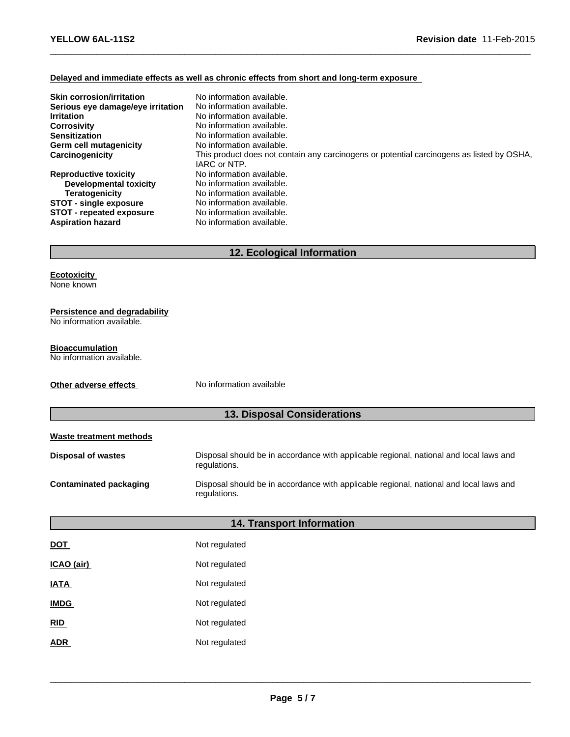**Delayed and immediate effects as well as chronic effects from short and long-term exposure**

| | |
|---|---|
| **Skin corrosion/irritation** | No information available. |
| **Serious eye damage/eye irritation** | No information available. |
| **Irritation** | No information available. |
| **Corrosivity** | No information available. |
| **Sensitization** | No information available. |
| **Germ cell mutagenicity** | No information available. |
| **Carcinogenicity** | This product does not contain any carcinogens or potential carcinogens as listed by OSHA, IARC or NTP. |
| **Reproductive toxicity** | No information available. |
| **Developmental toxicity** | No information available. |
| **Teratogenicity** | No information available. |
| **STOT - single exposure** | No information available. |
| **STOT - repeated exposure** | No information available. |
| **Aspiration hazard** | No information available. |

## 12. Ecological Information

**Ecotoxicity**
None known

**Persistence and degradability**
No information available.

**Bioaccumulation**
No information available.

**Other adverse effects** No information available

## 13. Disposal Considerations

**Waste treatment methods**

| | |
|---|---|
| **Disposal of wastes** | Disposal should be in accordance with applicable regional, national and local laws and regulations. |
| **Contaminated packaging** | Disposal should be in accordance with applicable regional, national and local laws and regulations. |

## 14. Transport Information

| | |
|---|---|
| **DOT** | Not regulated |
| **ICAO (air)** | Not regulated |
| **IATA** | Not regulated |
| **IMDG** | Not regulated |
| **RID** | Not regulated |
| **ADR** | Not regulated |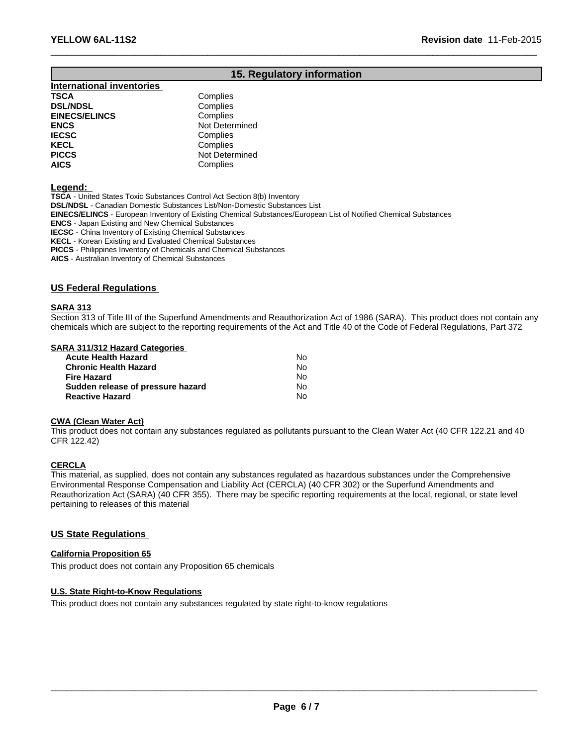## 15. Regulatory information

### International inventories

| | |
|---|---|
| **TSCA** | Complies |
| **DSL/NDSL** | Complies |
| **EINECS/ELINCS** | Complies |
| **ENCS** | Not Determined |
| **IECSC** | Complies |
| **KECL** | Complies |
| **PICCS** | Not Determined |
| **AICS** | Complies |

**Legend:**

**TSCA** - United States Toxic Substances Control Act Section 8(b) Inventory
**DSL/NDSL** - Canadian Domestic Substances List/Non-Domestic Substances List
**EINECS/ELINCS** - European Inventory of Existing Chemical Substances/European List of Notified Chemical Substances
**ENCS** - Japan Existing and New Chemical Substances
**IECSC** - China Inventory of Existing Chemical Substances
**KECL** - Korean Existing and Evaluated Chemical Substances
**PICCS** - Philippines Inventory of Chemicals and Chemical Substances
**AICS** - Australian Inventory of Chemical Substances

### US Federal Regulations

**SARA 313**

Section 313 of Title III of the Superfund Amendments and Reauthorization Act of 1986 (SARA). This product does not contain any chemicals which are subject to the reporting requirements of the Act and Title 40 of the Code of Federal Regulations, Part 372

**SARA 311/312 Hazard Categories**

| | |
|---|---|
| **Acute Health Hazard** | No |
| **Chronic Health Hazard** | No |
| **Fire Hazard** | No |
| **Sudden release of pressure hazard** | No |
| **Reactive Hazard** | No |

**CWA (Clean Water Act)**

This product does not contain any substances regulated as pollutants pursuant to the Clean Water Act (40 CFR 122.21 and 40 CFR 122.42)

**CERCLA**

This material, as supplied, does not contain any substances regulated as hazardous substances under the Comprehensive Environmental Response Compensation and Liability Act (CERCLA) (40 CFR 302) or the Superfund Amendments and Reauthorization Act (SARA) (40 CFR 355). There may be specific reporting requirements at the local, regional, or state level pertaining to releases of this material

### US State Regulations

**California Proposition 65**

This product does not contain any Proposition 65 chemicals

**U.S. State Right-to-Know Regulations**

This product does not contain any substances regulated by state right-to-know regulations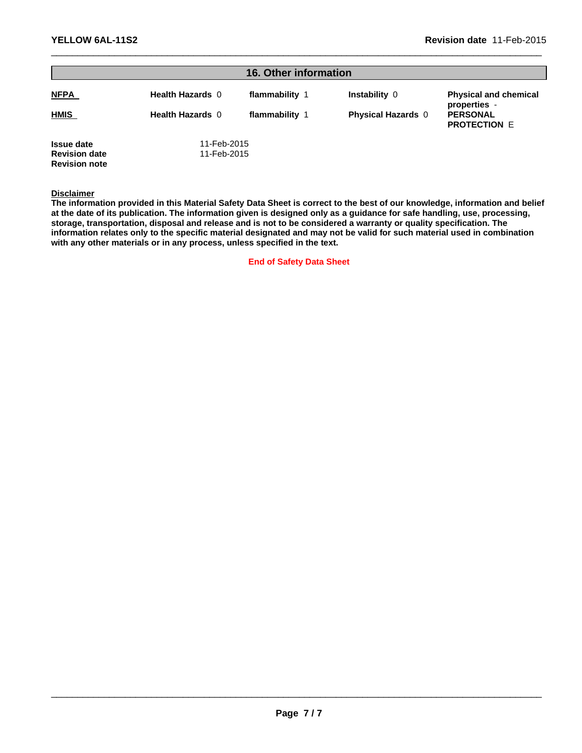## 16. Other information

| | | | | |
|---|---|---|---|---|
| **NFPA** | **Health Hazards** 0 | **flammability** 1 | **Instability** 0 | **Physical and chemical properties** - |
| **HMIS** | **Health Hazards** 0 | **flammability** 1 | **Physical Hazards** 0 | **PERSONAL PROTECTION** E |

**Issue date** 11-Feb-2015
**Revision date** 11-Feb-2015
**Revision note**

**Disclaimer**

**The information provided in this Material Safety Data Sheet is correct to the best of our knowledge, information and belief at the date of its publication. The information given is designed only as a guidance for safe handling, use, processing, storage, transportation, disposal and release and is not to be considered a warranty or quality specification. The information relates only to the specific material designated and may not be valid for such material used in combination with any other materials or in any process, unless specified in the text.**

**End of Safety Data Sheet**